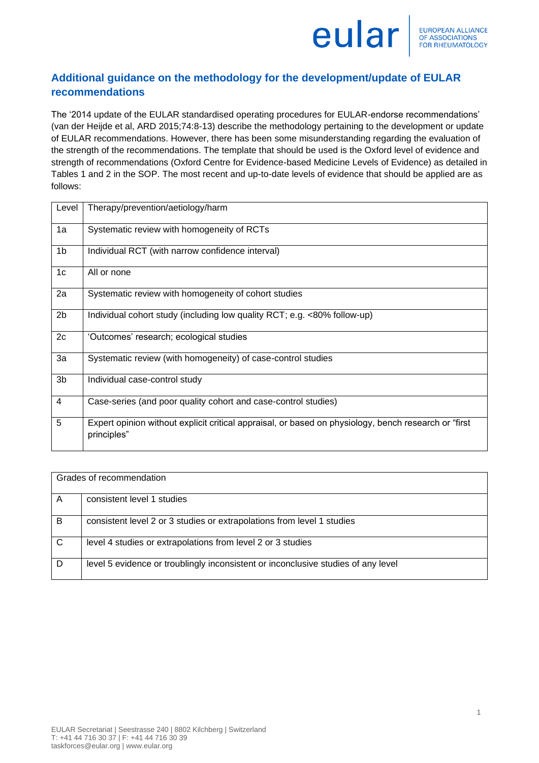## Additional guidance on the methodology for the development/update of EULAR recommendations

The '2014 update of the EULAR standardised operating procedures for EULAR-endorse recommendations' (van der Heijde et al, ARD 2015;74:8-13) describe the methodology pertaining to the development or update of EULAR recommendations. However, there has been some misunderstanding regarding the evaluation of the strength of the recommendations. The template that should be used is the Oxford level of evidence and strength of recommendations (Oxford Centre for Evidence-based Medicine Levels of Evidence) as detailed in Tables 1 and 2 in the SOP. The most recent and up-to-date levels of evidence that should be applied are as follows:

| Level | Therapy/prevention/aetiology/harm |
|---|---|
| 1a | Systematic review with homogeneity of RCTs |
| 1b | Individual RCT (with narrow confidence interval) |
| 1c | All or none |
| 2a | Systematic review with homogeneity of cohort studies |
| 2b | Individual cohort study (including low quality RCT; e.g. <80% follow-up) |
| 2c | 'Outcomes' research; ecological studies |
| 3a | Systematic review (with homogeneity) of case-control studies |
| 3b | Individual case-control study |
| 4 | Case-series (and poor quality cohort and case-control studies) |
| 5 | Expert opinion without explicit critical appraisal, or based on physiology, bench research or "first principles" |

| Grades of recommendation | |
|---|---|
| A | consistent level 1 studies |
| B | consistent level 2 or 3 studies or extrapolations from level 1 studies |
| C | level 4 studies or extrapolations from level 2 or 3 studies |
| D | level 5 evidence or troublingly inconsistent or inconclusive studies of any level |

EULAR Secretariat | Seestrasse 240 | 8802 Kilchberg | Switzerland
T: +41 44 716 30 37 | F: +41 44 716 30 39
taskforces@eular.org | www.eular.org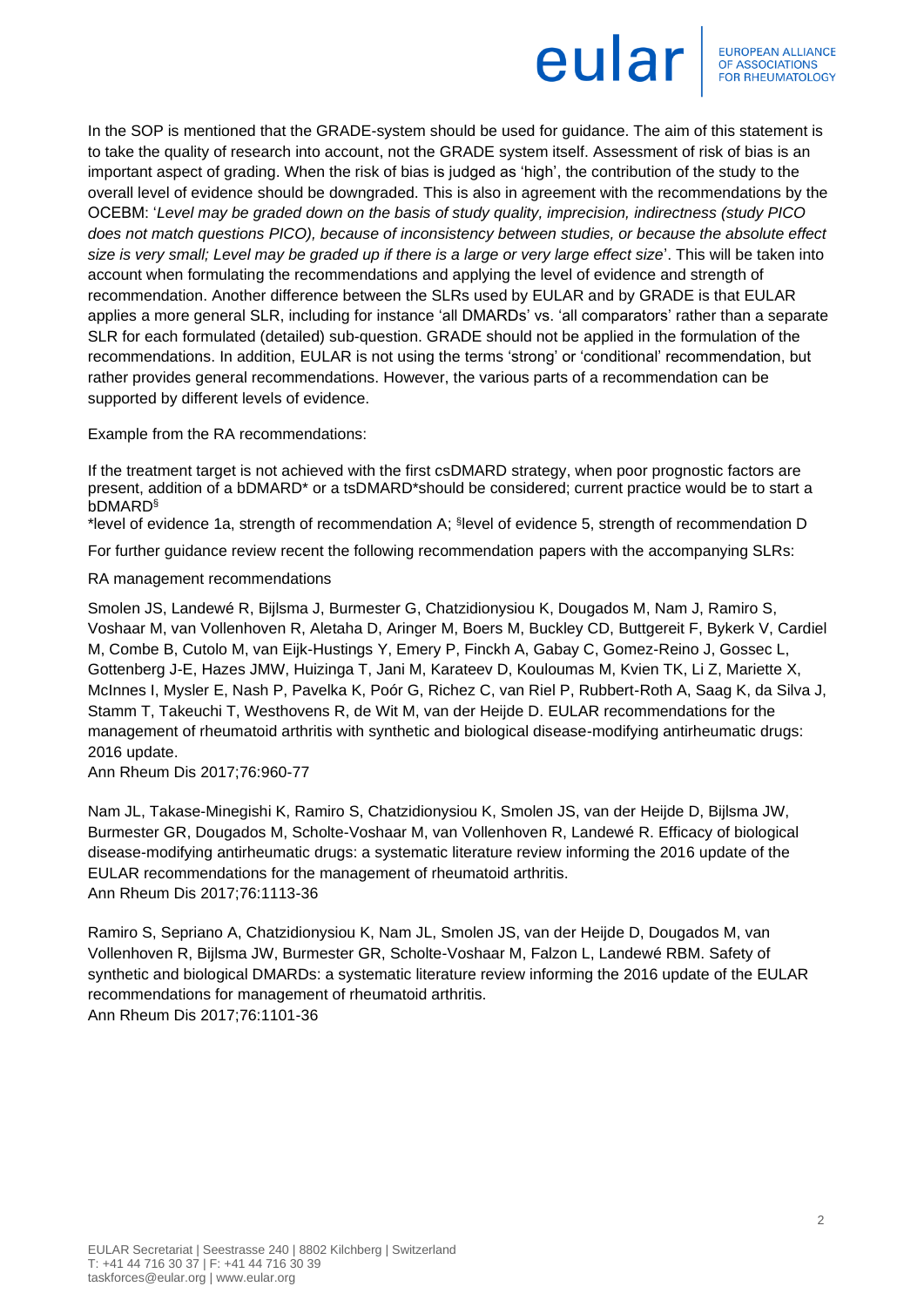In the SOP is mentioned that the GRADE-system should be used for guidance. The aim of this statement is to take the quality of research into account, not the GRADE system itself. Assessment of risk of bias is an important aspect of grading. When the risk of bias is judged as 'high', the contribution of the study to the overall level of evidence should be downgraded. This is also in agreement with the recommendations by the OCEBM: '*Level may be graded down on the basis of study quality, imprecision, indirectness (study PICO does not match questions PICO), because of inconsistency between studies, or because the absolute effect size is very small; Level may be graded up if there is a large or very large effect size*'. This will be taken into account when formulating the recommendations and applying the level of evidence and strength of recommendation. Another difference between the SLRs used by EULAR and by GRADE is that EULAR applies a more general SLR, including for instance 'all DMARDs' vs. 'all comparators' rather than a separate SLR for each formulated (detailed) sub-question. GRADE should not be applied in the formulation of the recommendations. In addition, EULAR is not using the terms 'strong' or 'conditional' recommendation, but rather provides general recommendations. However, the various parts of a recommendation can be supported by different levels of evidence.

Example from the RA recommendations:

If the treatment target is not achieved with the first csDMARD strategy, when poor prognostic factors are present, addition of a bDMARD* or a tsDMARD*should be considered; current practice would be to start a bDMARD§

*level of evidence 1a, strength of recommendation A; §level of evidence 5, strength of recommendation D

For further guidance review recent the following recommendation papers with the accompanying SLRs:

RA management recommendations

Smolen JS, Landewé R, Bijlsma J, Burmester G, Chatzidionysiou K, Dougados M, Nam J, Ramiro S, Voshaar M, van Vollenhoven R, Aletaha D, Aringer M, Boers M, Buckley CD, Buttgereit F, Bykerk V, Cardiel M, Combe B, Cutolo M, van Eijk-Hustings Y, Emery P, Finckh A, Gabay C, Gomez-Reino J, Gossec L, Gottenberg J-E, Hazes JMW, Huizinga T, Jani M, Karateev D, Kouloumas M, Kvien TK, Li Z, Mariette X, McInnes I, Mysler E, Nash P, Pavelka K, Poór G, Richez C, van Riel P, Rubbert-Roth A, Saag K, da Silva J, Stamm T, Takeuchi T, Westhovens R, de Wit M, van der Heijde D. EULAR recommendations for the management of rheumatoid arthritis with synthetic and biological disease-modifying antirheumatic drugs: 2016 update.
Ann Rheum Dis 2017;76:960-77

Nam JL, Takase-Minegishi K, Ramiro S, Chatzidionysiou K, Smolen JS, van der Heijde D, Bijlsma JW, Burmester GR, Dougados M, Scholte-Voshaar M, van Vollenhoven R, Landewé R. Efficacy of biological disease-modifying antirheumatic drugs: a systematic literature review informing the 2016 update of the EULAR recommendations for the management of rheumatoid arthritis.
Ann Rheum Dis 2017;76:1113-36

Ramiro S, Sepriano A, Chatzidionysiou K, Nam JL, Smolen JS, van der Heijde D, Dougados M, van Vollenhoven R, Bijlsma JW, Burmester GR, Scholte-Voshaar M, Falzon L, Landewé RBM. Safety of synthetic and biological DMARDs: a systematic literature review informing the 2016 update of the EULAR recommendations for management of rheumatoid arthritis.
Ann Rheum Dis 2017;76:1101-36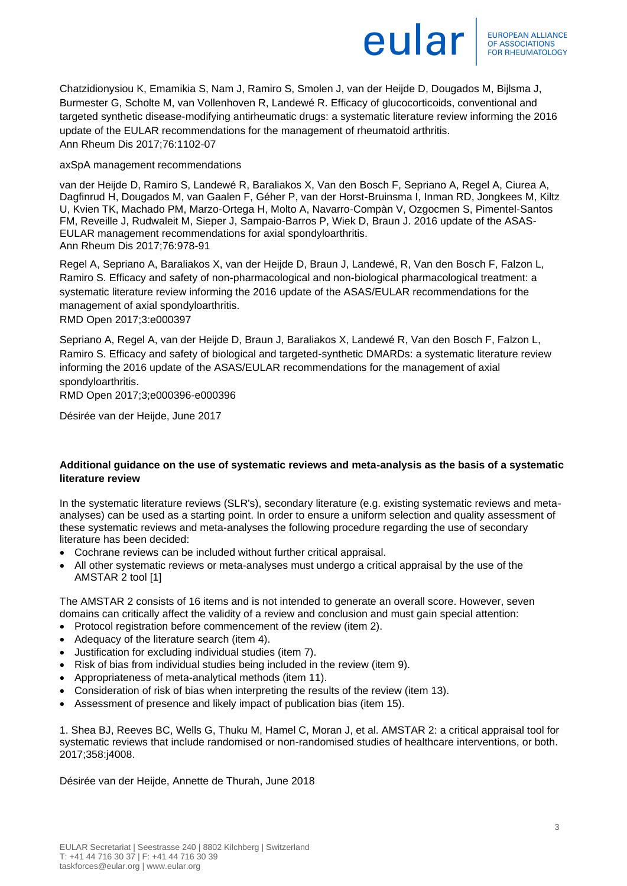Chatzidionysiou K, Emamikia S, Nam J, Ramiro S, Smolen J, van der Heijde D, Dougados M, Bijlsma J, Burmester G, Scholte M, van Vollenhoven R, Landewé R. Efficacy of glucocorticoids, conventional and targeted synthetic disease-modifying antirheumatic drugs: a systematic literature review informing the 2016 update of the EULAR recommendations for the management of rheumatoid arthritis.
Ann Rheum Dis 2017;76:1102-07

axSpA management recommendations

van der Heijde D, Ramiro S, Landewé R, Baraliakos X, Van den Bosch F, Sepriano A, Regel A, Ciurea A, Dagfinrud H, Dougados M, van Gaalen F, Géher P, van der Horst-Bruinsma I, Inman RD, Jongkees M, Kiltz U, Kvien TK, Machado PM, Marzo-Ortega H, Molto A, Navarro-Compàn V, Ozgocmen S, Pimentel-Santos FM, Reveille J, Rudwaleit M, Sieper J, Sampaio-Barros P, Wiek D, Braun J. 2016 update of the ASAS-EULAR management recommendations for axial spondyloarthritis.
Ann Rheum Dis 2017;76:978-91

Regel A, Sepriano A, Baraliakos X, van der Heijde D, Braun J, Landewé, R, Van den Bosch F, Falzon L, Ramiro S. Efficacy and safety of non-pharmacological and non-biological pharmacological treatment: a systematic literature review informing the 2016 update of the ASAS/EULAR recommendations for the management of axial spondyloarthritis.
RMD Open 2017;3:e000397

Sepriano A, Regel A, van der Heijde D, Braun J, Baraliakos X, Landewé R, Van den Bosch F, Falzon L, Ramiro S. Efficacy and safety of biological and targeted-synthetic DMARDs: a systematic literature review informing the 2016 update of the ASAS/EULAR recommendations for the management of axial spondyloarthritis.
RMD Open 2017;3;e000396-e000396

Désirée van der Heijde, June 2017

**Additional guidance on the use of systematic reviews and meta-analysis as the basis of a systematic literature review**

In the systematic literature reviews (SLR's), secondary literature (e.g. existing systematic reviews and meta-analyses) can be used as a starting point. In order to ensure a uniform selection and quality assessment of these systematic reviews and meta-analyses the following procedure regarding the use of secondary literature has been decided:

- Cochrane reviews can be included without further critical appraisal.
- All other systematic reviews or meta-analyses must undergo a critical appraisal by the use of the AMSTAR 2 tool [1]

The AMSTAR 2 consists of 16 items and is not intended to generate an overall score. However, seven domains can critically affect the validity of a review and conclusion and must gain special attention:

- Protocol registration before commencement of the review (item 2).
- Adequacy of the literature search (item 4).
- Justification for excluding individual studies (item 7).
- Risk of bias from individual studies being included in the review (item 9).
- Appropriateness of meta-analytical methods (item 11).
- Consideration of risk of bias when interpreting the results of the review (item 13).
- Assessment of presence and likely impact of publication bias (item 15).

1. Shea BJ, Reeves BC, Wells G, Thuku M, Hamel C, Moran J, et al. AMSTAR 2: a critical appraisal tool for systematic reviews that include randomised or non-randomised studies of healthcare interventions, or both. 2017;358:j4008.

Désirée van der Heijde, Annette de Thurah, June 2018